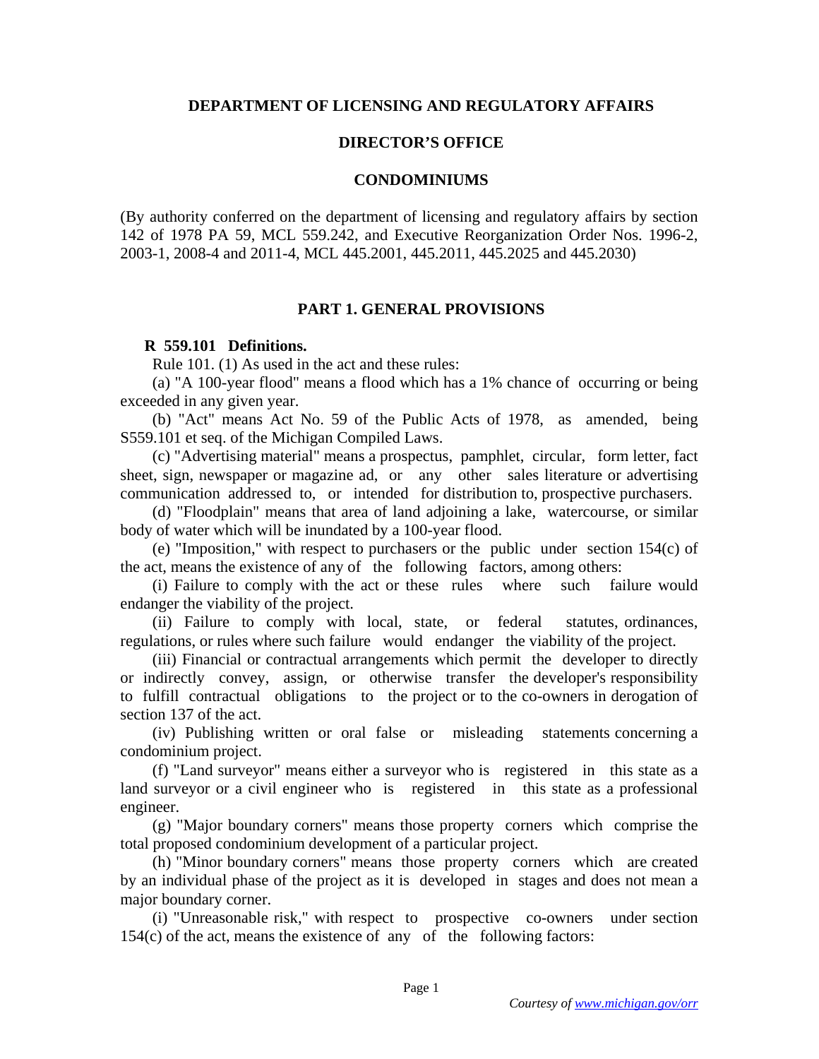**DEPARTMENT OF LICENSING AND REGULATORY AFFAIRS**

**DIRECTOR'S OFFICE**

**CONDOMINIUMS**

(By authority conferred on the department of licensing and regulatory affairs by section 142 of 1978 PA 59, MCL 559.242, and Executive Reorganization Order Nos. 1996-2, 2003-1, 2008-4 and 2011-4, MCL 445.2001, 445.2011, 445.2025 and 445.2030)

## PART 1. GENERAL PROVISIONS

**R 559.101 Definitions.**

Rule 101. (1) As used in the act and these rules:

(a) "A 100-year flood" means a flood which has a 1% chance of occurring or being exceeded in any given year.

(b) "Act" means Act No. 59 of the Public Acts of 1978, as amended, being S559.101 et seq. of the Michigan Compiled Laws.

(c) "Advertising material" means a prospectus, pamphlet, circular, form letter, fact sheet, sign, newspaper or magazine ad, or any other sales literature or advertising communication addressed to, or intended for distribution to, prospective purchasers.

(d) "Floodplain" means that area of land adjoining a lake, watercourse, or similar body of water which will be inundated by a 100-year flood.

(e) "Imposition," with respect to purchasers or the public under section 154(c) of the act, means the existence of any of the following factors, among others:

(i) Failure to comply with the act or these rules where such failure would endanger the viability of the project.

(ii) Failure to comply with local, state, or federal statutes, ordinances, regulations, or rules where such failure would endanger the viability of the project.

(iii) Financial or contractual arrangements which permit the developer to directly or indirectly convey, assign, or otherwise transfer the developer's responsibility to fulfill contractual obligations to the project or to the co-owners in derogation of section 137 of the act.

(iv) Publishing written or oral false or misleading statements concerning a condominium project.

(f) "Land surveyor" means either a surveyor who is registered in this state as a land surveyor or a civil engineer who is registered in this state as a professional engineer.

(g) "Major boundary corners" means those property corners which comprise the total proposed condominium development of a particular project.

(h) "Minor boundary corners" means those property corners which are created by an individual phase of the project as it is developed in stages and does not mean a major boundary corner.

(i) "Unreasonable risk," with respect to prospective co-owners under section 154(c) of the act, means the existence of any of the following factors: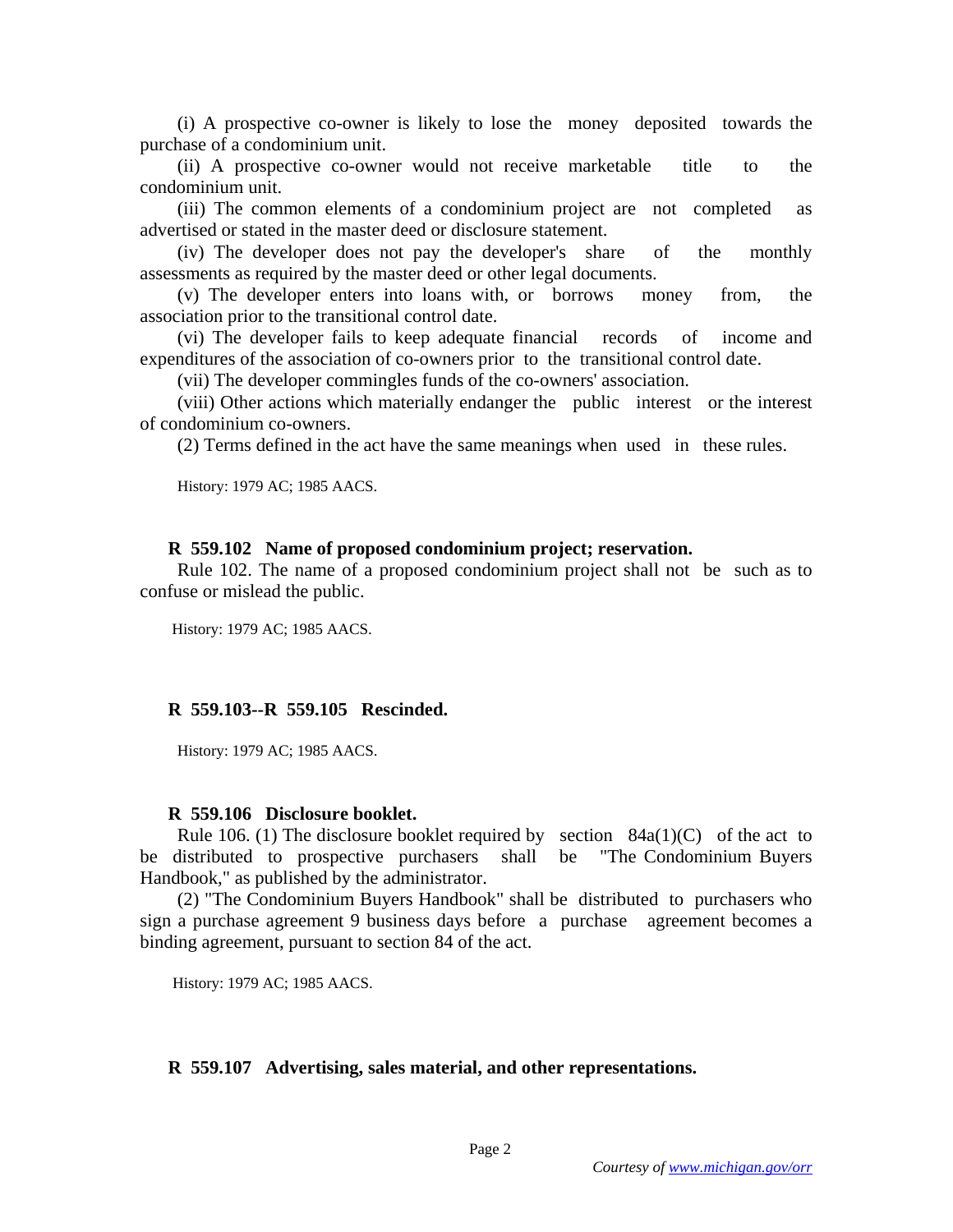(i) A prospective co-owner is likely to lose the money deposited towards the purchase of a condominium unit.

(ii) A prospective co-owner would not receive marketable title to the condominium unit.

(iii) The common elements of a condominium project are not completed as advertised or stated in the master deed or disclosure statement.

(iv) The developer does not pay the developer's share of the monthly assessments as required by the master deed or other legal documents.

(v) The developer enters into loans with, or borrows money from, the association prior to the transitional control date.

(vi) The developer fails to keep adequate financial records of income and expenditures of the association of co-owners prior to the transitional control date.

(vii) The developer commingles funds of the co-owners' association.

(viii) Other actions which materially endanger the public interest or the interest of condominium co-owners.

(2) Terms defined in the act have the same meanings when used in these rules.

History: 1979 AC; 1985 AACS.

**R 559.102 Name of proposed condominium project; reservation.**

Rule 102. The name of a proposed condominium project shall not be such as to confuse or mislead the public.

History: 1979 AC; 1985 AACS.

**R 559.103--R 559.105 Rescinded.**

History: 1979 AC; 1985 AACS.

**R 559.106 Disclosure booklet.**

Rule 106. (1) The disclosure booklet required by section 84a(1)(C) of the act to be distributed to prospective purchasers shall be "The Condominium Buyers Handbook," as published by the administrator.

(2) "The Condominium Buyers Handbook" shall be distributed to purchasers who sign a purchase agreement 9 business days before a purchase agreement becomes a binding agreement, pursuant to section 84 of the act.

History: 1979 AC; 1985 AACS.

**R 559.107 Advertising, sales material, and other representations.**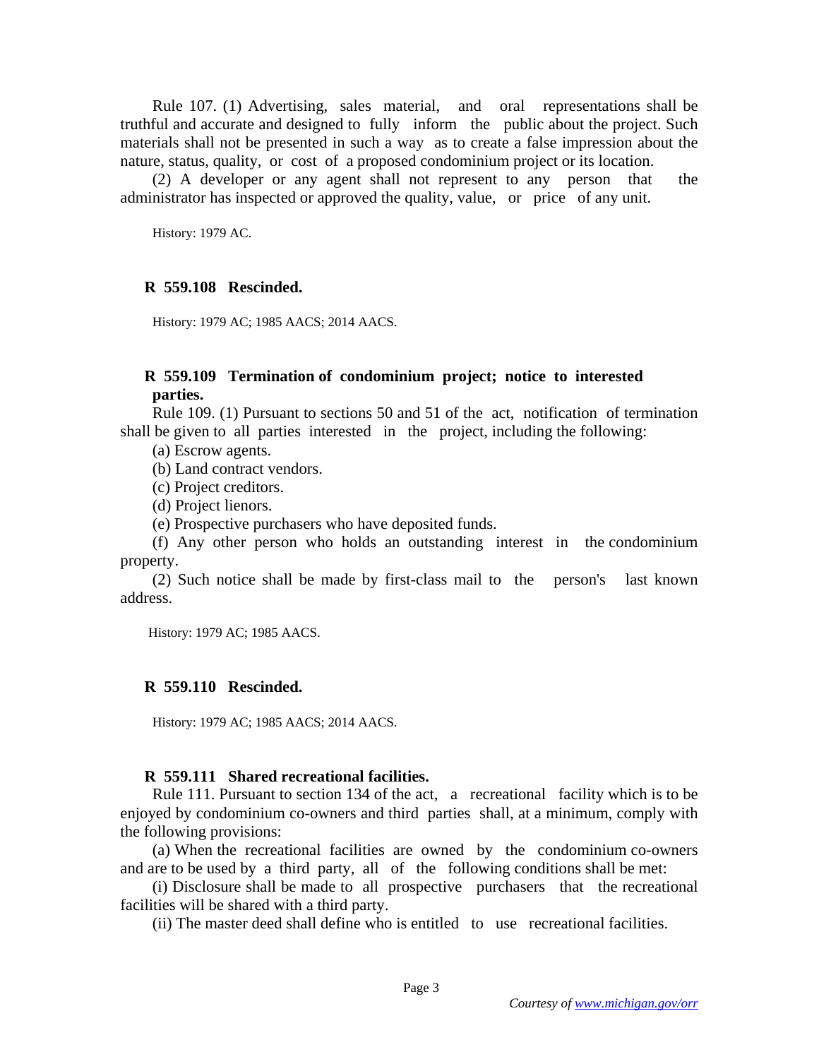Rule 107. (1) Advertising, sales material, and oral representations shall be truthful and accurate and designed to fully inform the public about the project. Such materials shall not be presented in such a way as to create a false impression about the nature, status, quality, or cost of a proposed condominium project or its location.

(2) A developer or any agent shall not represent to any person that the administrator has inspected or approved the quality, value, or price of any unit.

History: 1979 AC.

**R 559.108 Rescinded.**

History: 1979 AC; 1985 AACS; 2014 AACS.

**R 559.109 Termination of condominium project; notice to interested parties.**

Rule 109. (1) Pursuant to sections 50 and 51 of the act, notification of termination shall be given to all parties interested in the project, including the following:

(a) Escrow agents.

(b) Land contract vendors.

(c) Project creditors.

(d) Project lienors.

(e) Prospective purchasers who have deposited funds.

(f) Any other person who holds an outstanding interest in the condominium property.

(2) Such notice shall be made by first-class mail to the person's last known address.

History: 1979 AC; 1985 AACS.

**R 559.110 Rescinded.**

History: 1979 AC; 1985 AACS; 2014 AACS.

**R 559.111 Shared recreational facilities.**

Rule 111. Pursuant to section 134 of the act, a recreational facility which is to be enjoyed by condominium co-owners and third parties shall, at a minimum, comply with the following provisions:

(a) When the recreational facilities are owned by the condominium co-owners and are to be used by a third party, all of the following conditions shall be met:

(i) Disclosure shall be made to all prospective purchasers that the recreational facilities will be shared with a third party.

(ii) The master deed shall define who is entitled to use recreational facilities.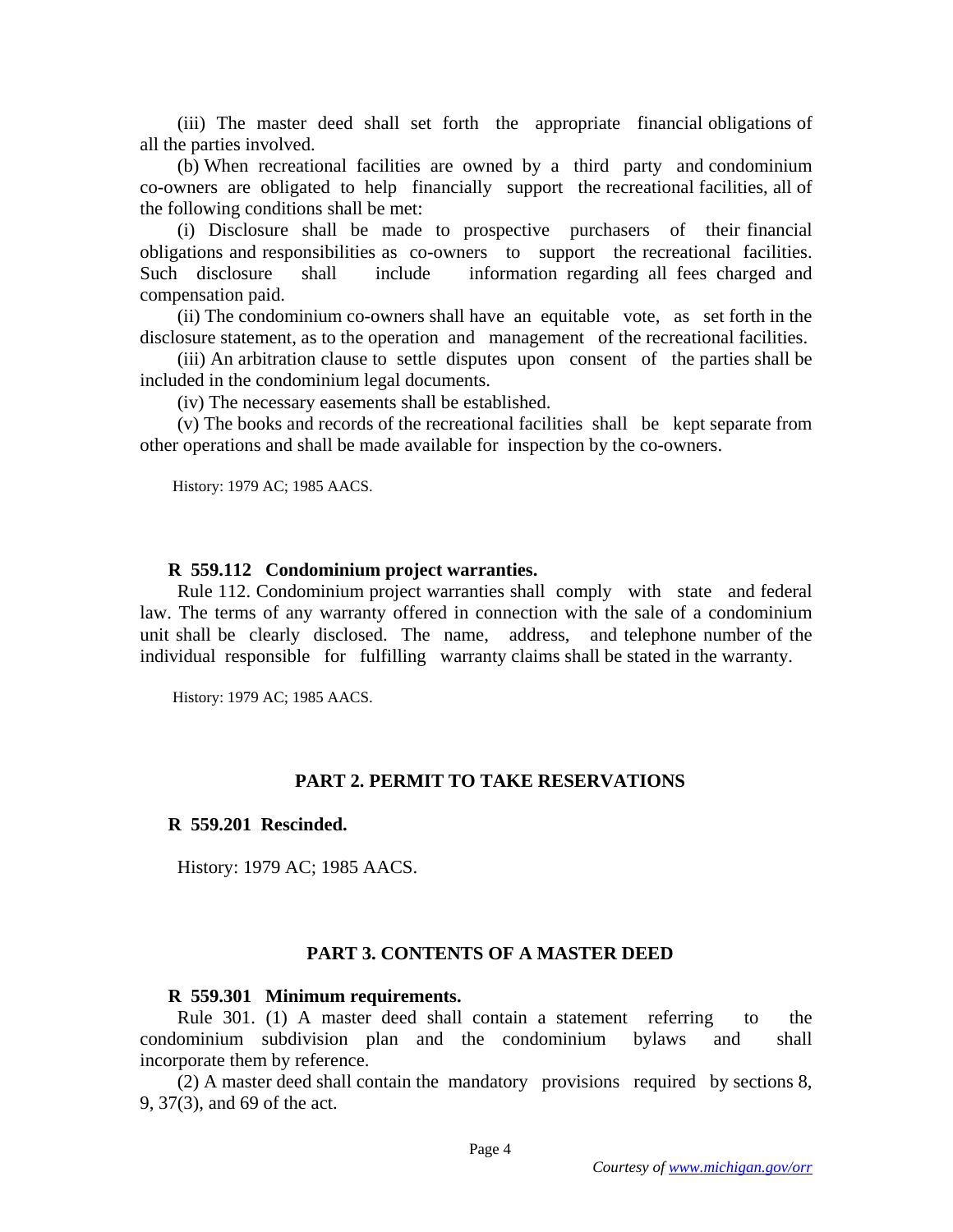(iii) The master deed shall set forth the appropriate financial obligations of all the parties involved.

(b) When recreational facilities are owned by a third party and condominium co-owners are obligated to help financially support the recreational facilities, all of the following conditions shall be met:

(i) Disclosure shall be made to prospective purchasers of their financial obligations and responsibilities as co-owners to support the recreational facilities. Such disclosure shall include information regarding all fees charged and compensation paid.

(ii) The condominium co-owners shall have an equitable vote, as set forth in the disclosure statement, as to the operation and management of the recreational facilities.

(iii) An arbitration clause to settle disputes upon consent of the parties shall be included in the condominium legal documents.

(iv) The necessary easements shall be established.

(v) The books and records of the recreational facilities shall be kept separate from other operations and shall be made available for inspection by the co-owners.

History: 1979 AC; 1985 AACS.

### R 559.112 Condominium project warranties.

Rule 112. Condominium project warranties shall comply with state and federal law. The terms of any warranty offered in connection with the sale of a condominium unit shall be clearly disclosed. The name, address, and telephone number of the individual responsible for fulfilling warranty claims shall be stated in the warranty.

History: 1979 AC; 1985 AACS.

## PART 2. PERMIT TO TAKE RESERVATIONS

### R 559.201 Rescinded.

History: 1979 AC; 1985 AACS.

## PART 3. CONTENTS OF A MASTER DEED

### R 559.301 Minimum requirements.

Rule 301. (1) A master deed shall contain a statement referring to the condominium subdivision plan and the condominium bylaws and shall incorporate them by reference.

(2) A master deed shall contain the mandatory provisions required by sections 8, 9, 37(3), and 69 of the act.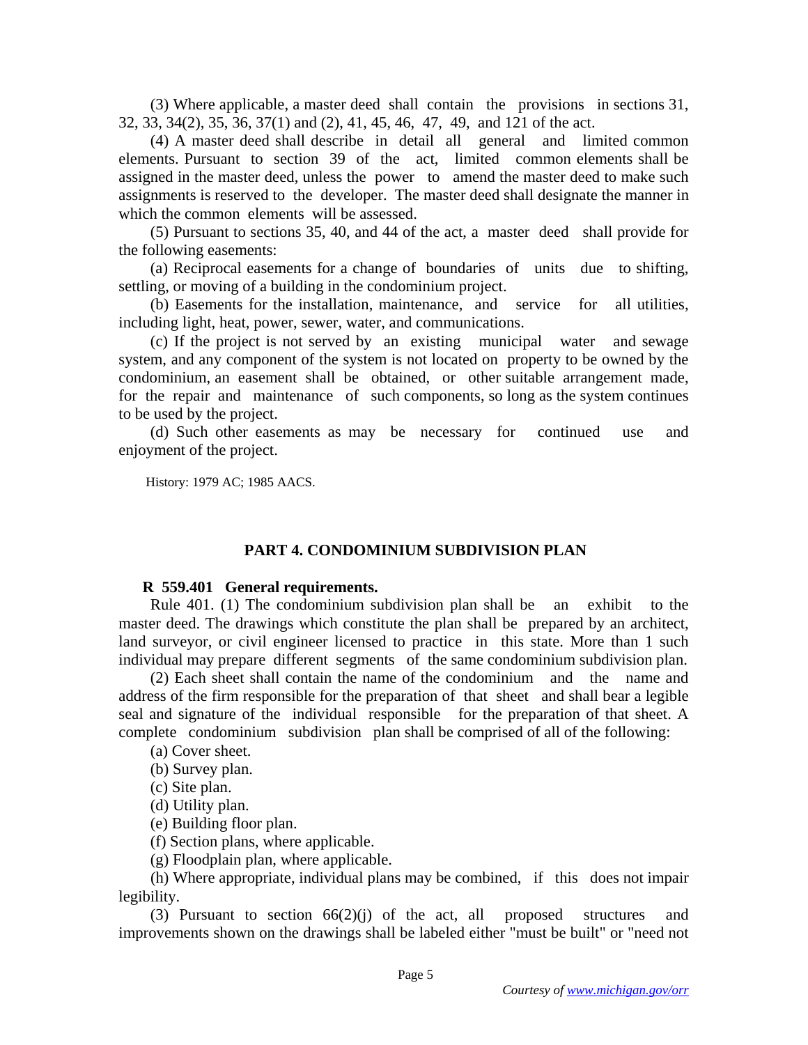(3) Where applicable, a master deed shall contain the provisions in sections 31, 32, 33, 34(2), 35, 36, 37(1) and (2), 41, 45, 46, 47, 49, and 121 of the act.

(4) A master deed shall describe in detail all general and limited common elements. Pursuant to section 39 of the act, limited common elements shall be assigned in the master deed, unless the power to amend the master deed to make such assignments is reserved to the developer. The master deed shall designate the manner in which the common elements will be assessed.

(5) Pursuant to sections 35, 40, and 44 of the act, a master deed shall provide for the following easements:

(a) Reciprocal easements for a change of boundaries of units due to shifting, settling, or moving of a building in the condominium project.

(b) Easements for the installation, maintenance, and service for all utilities, including light, heat, power, sewer, water, and communications.

(c) If the project is not served by an existing municipal water and sewage system, and any component of the system is not located on property to be owned by the condominium, an easement shall be obtained, or other suitable arrangement made, for the repair and maintenance of such components, so long as the system continues to be used by the project.

(d) Such other easements as may be necessary for continued use and enjoyment of the project.

History: 1979 AC; 1985 AACS.

## PART 4. CONDOMINIUM SUBDIVISION PLAN

### R 559.401 General requirements.

Rule 401. (1) The condominium subdivision plan shall be an exhibit to the master deed. The drawings which constitute the plan shall be prepared by an architect, land surveyor, or civil engineer licensed to practice in this state. More than 1 such individual may prepare different segments of the same condominium subdivision plan.

(2) Each sheet shall contain the name of the condominium and the name and address of the firm responsible for the preparation of that sheet and shall bear a legible seal and signature of the individual responsible for the preparation of that sheet. A complete condominium subdivision plan shall be comprised of all of the following:

(a) Cover sheet.

(b) Survey plan.

(c) Site plan.

(d) Utility plan.

(e) Building floor plan.

(f) Section plans, where applicable.

(g) Floodplain plan, where applicable.

(h) Where appropriate, individual plans may be combined, if this does not impair legibility.

(3) Pursuant to section 66(2)(j) of the act, all proposed structures and improvements shown on the drawings shall be labeled either "must be built" or "need not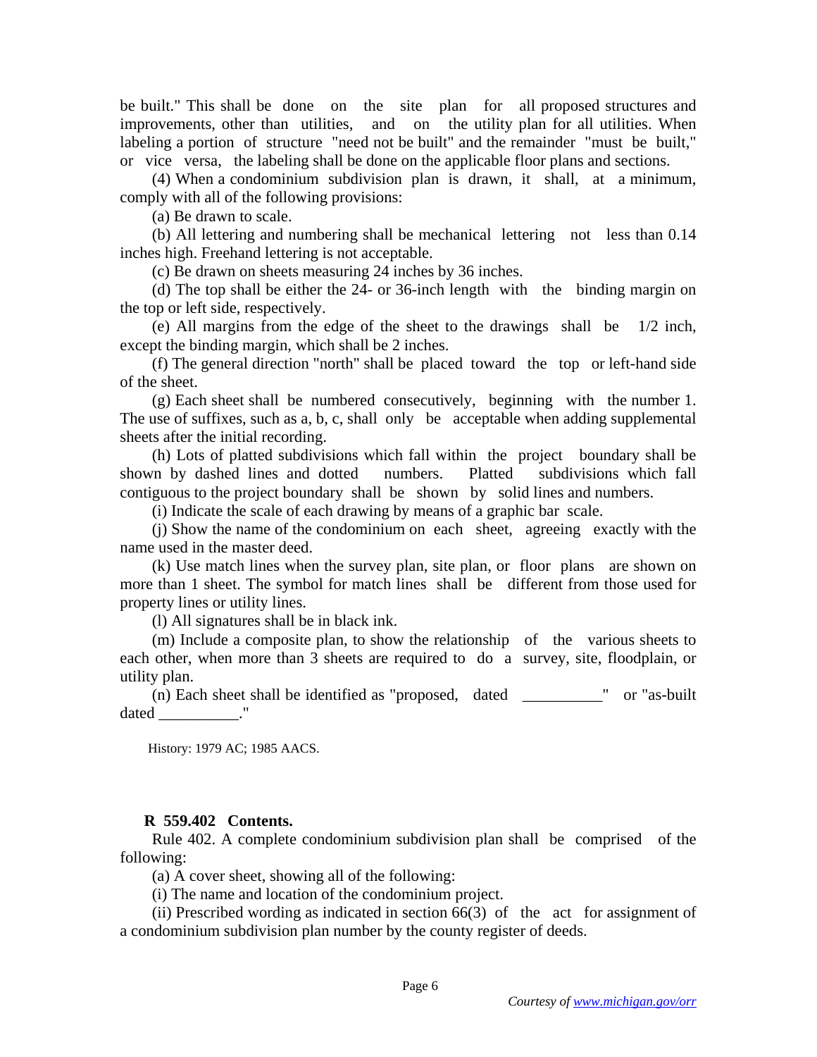be built." This shall be done on the site plan for all proposed structures and improvements, other than utilities, and on the utility plan for all utilities. When labeling a portion of structure "need not be built" and the remainder "must be built," or vice versa, the labeling shall be done on the applicable floor plans and sections.

(4) When a condominium subdivision plan is drawn, it shall, at a minimum, comply with all of the following provisions:

(a) Be drawn to scale.

(b) All lettering and numbering shall be mechanical lettering not less than 0.14 inches high. Freehand lettering is not acceptable.

(c) Be drawn on sheets measuring 24 inches by 36 inches.

(d) The top shall be either the 24- or 36-inch length with the binding margin on the top or left side, respectively.

(e) All margins from the edge of the sheet to the drawings shall be 1/2 inch, except the binding margin, which shall be 2 inches.

(f) The general direction "north" shall be placed toward the top or left-hand side of the sheet.

(g) Each sheet shall be numbered consecutively, beginning with the number 1. The use of suffixes, such as a, b, c, shall only be acceptable when adding supplemental sheets after the initial recording.

(h) Lots of platted subdivisions which fall within the project boundary shall be shown by dashed lines and dotted numbers. Platted subdivisions which fall contiguous to the project boundary shall be shown by solid lines and numbers.

(i) Indicate the scale of each drawing by means of a graphic bar scale.

(j) Show the name of the condominium on each sheet, agreeing exactly with the name used in the master deed.

(k) Use match lines when the survey plan, site plan, or floor plans are shown on more than 1 sheet. The symbol for match lines shall be different from those used for property lines or utility lines.

(l) All signatures shall be in black ink.

(m) Include a composite plan, to show the relationship of the various sheets to each other, when more than 3 sheets are required to do a survey, site, floodplain, or utility plan.

(n) Each sheet shall be identified as "proposed, dated __________" or "as-built dated __________."

History: 1979 AC; 1985 AACS.

**R 559.402 Contents.**

Rule 402. A complete condominium subdivision plan shall be comprised of the following:

(a) A cover sheet, showing all of the following:

(i) The name and location of the condominium project.

(ii) Prescribed wording as indicated in section 66(3) of the act for assignment of a condominium subdivision plan number by the county register of deeds.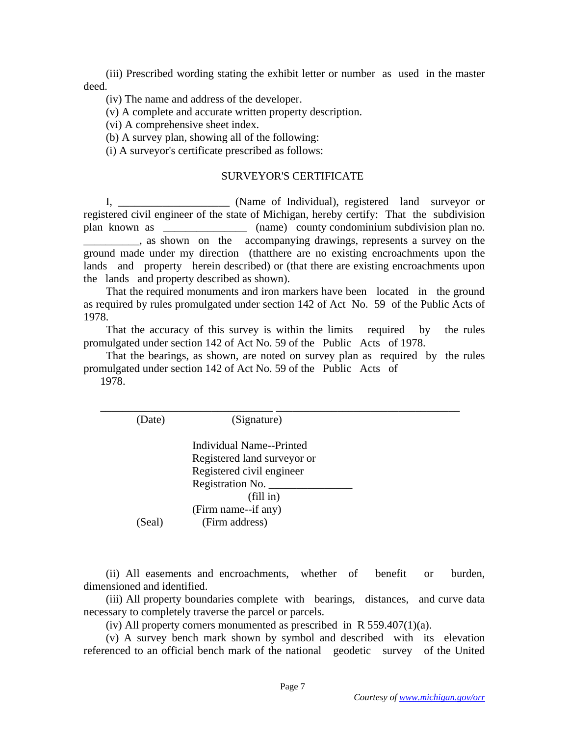(iii) Prescribed wording stating the exhibit letter or number as used in the master deed.

(iv) The name and address of the developer.

(v) A complete and accurate written property description.

(vi) A comprehensive sheet index.

(b) A survey plan, showing all of the following:

(i) A surveyor's certificate prescribed as follows:

SURVEYOR'S CERTIFICATE

I, ____________________ (Name of Individual), registered land surveyor or registered civil engineer of the state of Michigan, hereby certify: That the subdivision plan known as _______________ (name) county condominium subdivision plan no. __________, as shown on the accompanying drawings, represents a survey on the ground made under my direction (thatthere are no existing encroachments upon the lands and property herein described) or (that there are existing encroachments upon the lands and property described as shown).

That the required monuments and iron markers have been located in the ground as required by rules promulgated under section 142 of Act No. 59 of the Public Acts of 1978.

That the accuracy of this survey is within the limits required by the rules promulgated under section 142 of Act No. 59 of the Public Acts of 1978.

That the bearings, as shown, are noted on survey plan as required by the rules promulgated under section 142 of Act No. 59 of the Public Acts of 1978.

_______________________________ _________________________________

(Date) (Signature)

Individual Name--Printed
Registered land surveyor or
Registered civil engineer
Registration No. _______________
(fill in)
(Firm name--if any)

(Seal) (Firm address)

(ii) All easements and encroachments, whether of benefit or burden, dimensioned and identified.

(iii) All property boundaries complete with bearings, distances, and curve data necessary to completely traverse the parcel or parcels.

(iv) All property corners monumented as prescribed in R 559.407(1)(a).

(v) A survey bench mark shown by symbol and described with its elevation referenced to an official bench mark of the national geodetic survey of the United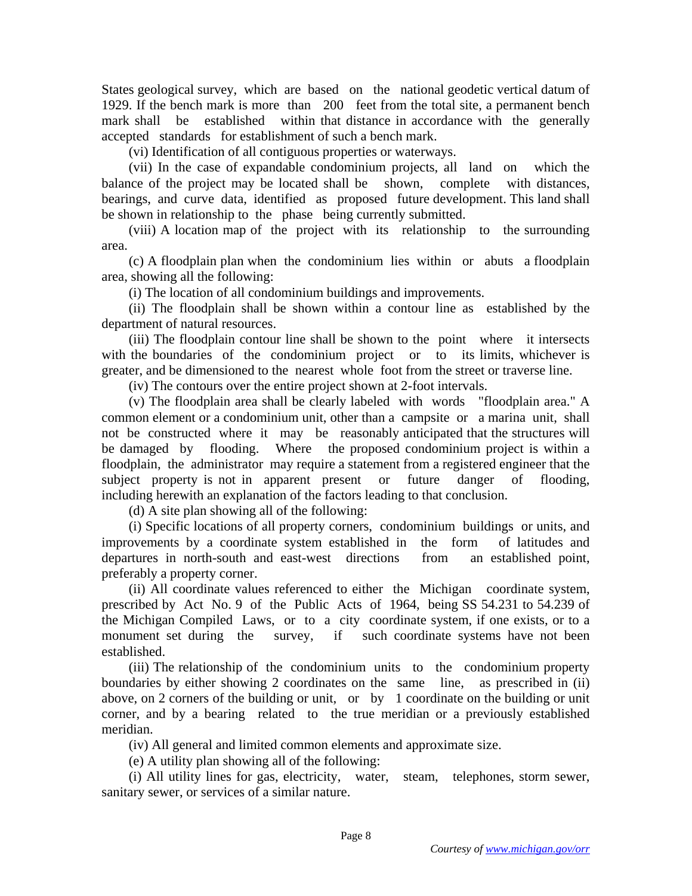States geological survey, which are based on the national geodetic vertical datum of 1929. If the bench mark is more than 200 feet from the total site, a permanent bench mark shall be established within that distance in accordance with the generally accepted standards for establishment of such a bench mark.

(vi) Identification of all contiguous properties or waterways.

(vii) In the case of expandable condominium projects, all land on which the balance of the project may be located shall be shown, complete with distances, bearings, and curve data, identified as proposed future development. This land shall be shown in relationship to the phase being currently submitted.

(viii) A location map of the project with its relationship to the surrounding area.

(c) A floodplain plan when the condominium lies within or abuts a floodplain area, showing all the following:

(i) The location of all condominium buildings and improvements.

(ii) The floodplain shall be shown within a contour line as established by the department of natural resources.

(iii) The floodplain contour line shall be shown to the point where it intersects with the boundaries of the condominium project or to its limits, whichever is greater, and be dimensioned to the nearest whole foot from the street or traverse line.

(iv) The contours over the entire project shown at 2-foot intervals.

(v) The floodplain area shall be clearly labeled with words "floodplain area." A common element or a condominium unit, other than a campsite or a marina unit, shall not be constructed where it may be reasonably anticipated that the structures will be damaged by flooding. Where the proposed condominium project is within a floodplain, the administrator may require a statement from a registered engineer that the subject property is not in apparent present or future danger of flooding, including herewith an explanation of the factors leading to that conclusion.

(d) A site plan showing all of the following:

(i) Specific locations of all property corners, condominium buildings or units, and improvements by a coordinate system established in the form of latitudes and departures in north-south and east-west directions from an established point, preferably a property corner.

(ii) All coordinate values referenced to either the Michigan coordinate system, prescribed by Act No. 9 of the Public Acts of 1964, being SS 54.231 to 54.239 of the Michigan Compiled Laws, or to a city coordinate system, if one exists, or to a monument set during the survey, if such coordinate systems have not been established.

(iii) The relationship of the condominium units to the condominium property boundaries by either showing 2 coordinates on the same line, as prescribed in (ii) above, on 2 corners of the building or unit, or by 1 coordinate on the building or unit corner, and by a bearing related to the true meridian or a previously established meridian.

(iv) All general and limited common elements and approximate size.

(e) A utility plan showing all of the following:

(i) All utility lines for gas, electricity, water, steam, telephones, storm sewer, sanitary sewer, or services of a similar nature.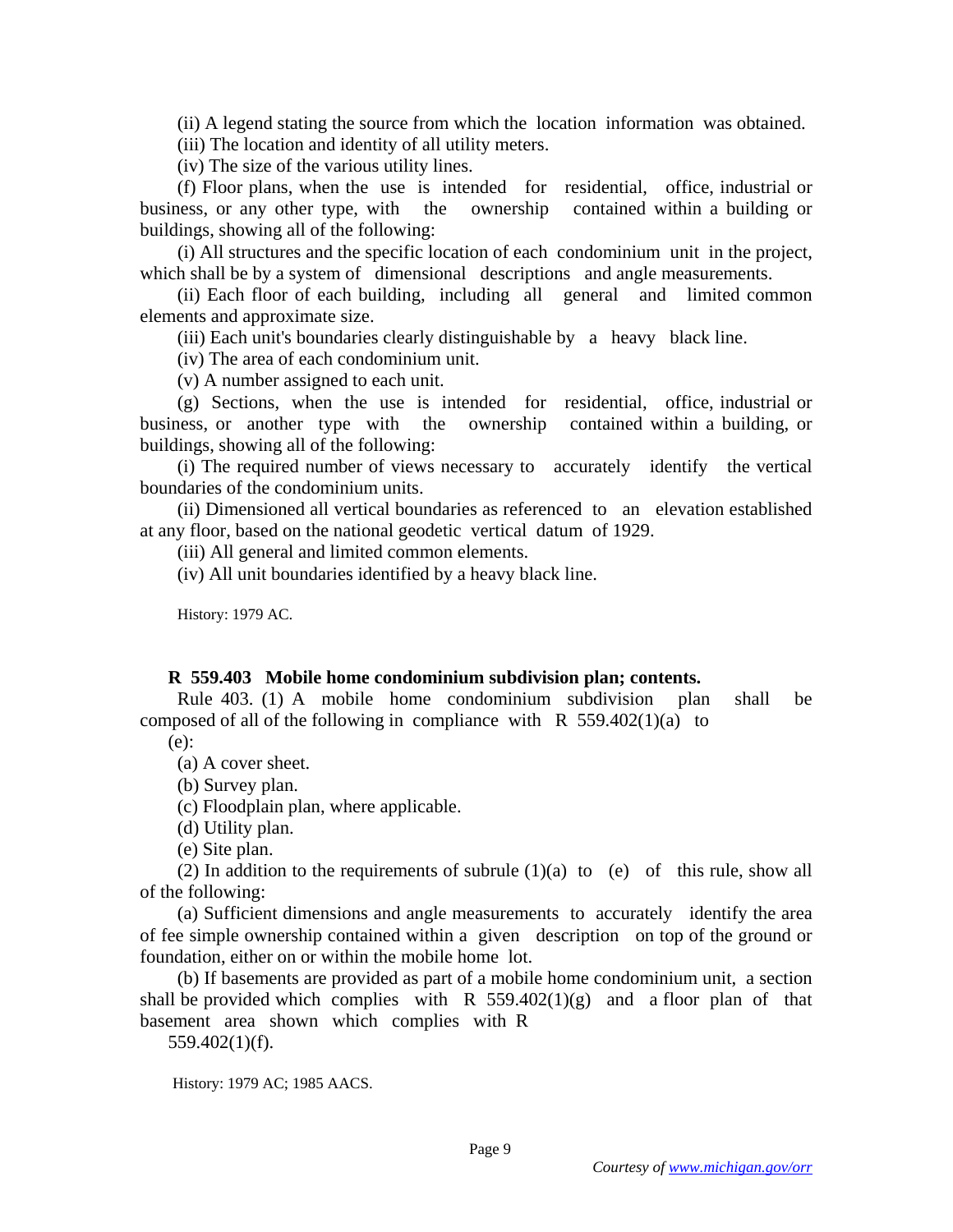(ii) A legend stating the source from which the location information was obtained.

(iii) The location and identity of all utility meters.

(iv) The size of the various utility lines.

(f) Floor plans, when the use is intended for residential, office, industrial or business, or any other type, with the ownership contained within a building or buildings, showing all of the following:

(i) All structures and the specific location of each condominium unit in the project, which shall be by a system of dimensional descriptions and angle measurements.

(ii) Each floor of each building, including all general and limited common elements and approximate size.

(iii) Each unit's boundaries clearly distinguishable by a heavy black line.

(iv) The area of each condominium unit.

(v) A number assigned to each unit.

(g) Sections, when the use is intended for residential, office, industrial or business, or another type with the ownership contained within a building, or buildings, showing all of the following:

(i) The required number of views necessary to accurately identify the vertical boundaries of the condominium units.

(ii) Dimensioned all vertical boundaries as referenced to an elevation established at any floor, based on the national geodetic vertical datum of 1929.

(iii) All general and limited common elements.

(iv) All unit boundaries identified by a heavy black line.

History: 1979 AC.

**R 559.403 Mobile home condominium subdivision plan; contents.**

Rule 403. (1) A mobile home condominium subdivision plan shall be composed of all of the following in compliance with R 559.402(1)(a) to (e):

(a) A cover sheet.

(b) Survey plan.

(c) Floodplain plan, where applicable.

(d) Utility plan.

(e) Site plan.

(2) In addition to the requirements of subrule (1)(a) to (e) of this rule, show all of the following:

(a) Sufficient dimensions and angle measurements to accurately identify the area of fee simple ownership contained within a given description on top of the ground or foundation, either on or within the mobile home lot.

(b) If basements are provided as part of a mobile home condominium unit, a section shall be provided which complies with R 559.402(1)(g) and a floor plan of that basement area shown which complies with R 559.402(1)(f).

History: 1979 AC; 1985 AACS.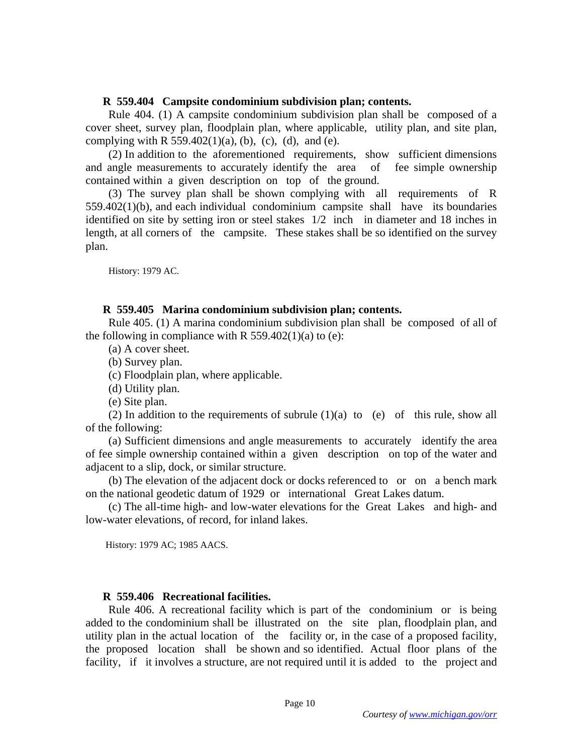**R 559.404 Campsite condominium subdivision plan; contents.**

Rule 404. (1) A campsite condominium subdivision plan shall be composed of a cover sheet, survey plan, floodplain plan, where applicable, utility plan, and site plan, complying with R 559.402(1)(a), (b), (c), (d), and (e).

(2) In addition to the aforementioned requirements, show sufficient dimensions and angle measurements to accurately identify the area of fee simple ownership contained within a given description on top of the ground.

(3) The survey plan shall be shown complying with all requirements of R 559.402(1)(b), and each individual condominium campsite shall have its boundaries identified on site by setting iron or steel stakes 1/2 inch in diameter and 18 inches in length, at all corners of the campsite. These stakes shall be so identified on the survey plan.

History: 1979 AC.

**R 559.405 Marina condominium subdivision plan; contents.**

Rule 405. (1) A marina condominium subdivision plan shall be composed of all of the following in compliance with R 559.402(1)(a) to (e):

(a) A cover sheet.

(b) Survey plan.

(c) Floodplain plan, where applicable.

(d) Utility plan.

(e) Site plan.

(2) In addition to the requirements of subrule (1)(a) to (e) of this rule, show all of the following:

(a) Sufficient dimensions and angle measurements to accurately identify the area of fee simple ownership contained within a given description on top of the water and adjacent to a slip, dock, or similar structure.

(b) The elevation of the adjacent dock or docks referenced to or on a bench mark on the national geodetic datum of 1929 or international Great Lakes datum.

(c) The all-time high- and low-water elevations for the Great Lakes and high- and low-water elevations, of record, for inland lakes.

History: 1979 AC; 1985 AACS.

**R 559.406 Recreational facilities.**

Rule 406. A recreational facility which is part of the condominium or is being added to the condominium shall be illustrated on the site plan, floodplain plan, and utility plan in the actual location of the facility or, in the case of a proposed facility, the proposed location shall be shown and so identified. Actual floor plans of the facility, if it involves a structure, are not required until it is added to the project and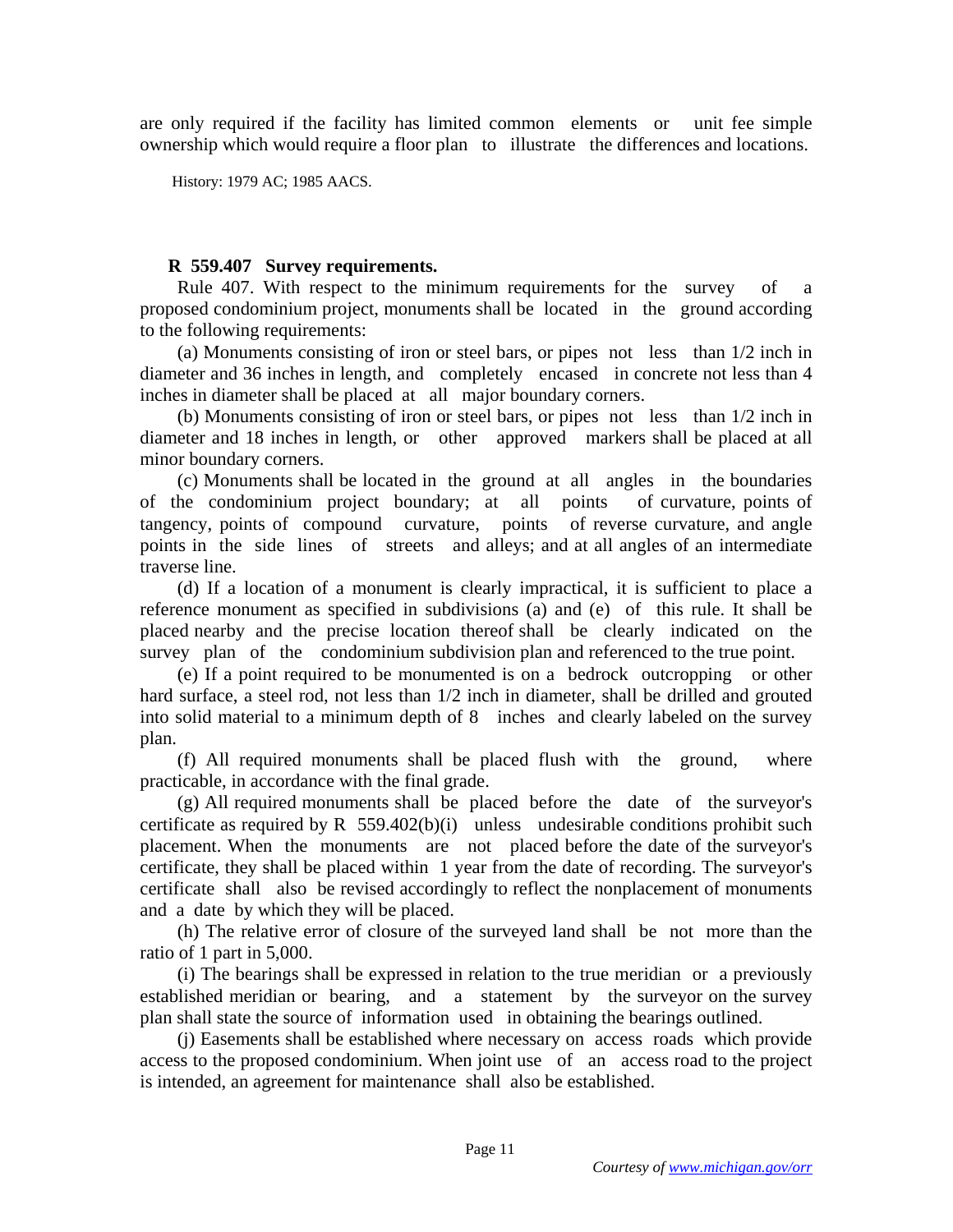are only required if the facility has limited common elements or unit fee simple ownership which would require a floor plan to illustrate the differences and locations.

History: 1979 AC; 1985 AACS.

**R 559.407 Survey requirements.**

Rule 407. With respect to the minimum requirements for the survey of a proposed condominium project, monuments shall be located in the ground according to the following requirements:

(a) Monuments consisting of iron or steel bars, or pipes not less than 1/2 inch in diameter and 36 inches in length, and completely encased in concrete not less than 4 inches in diameter shall be placed at all major boundary corners.

(b) Monuments consisting of iron or steel bars, or pipes not less than 1/2 inch in diameter and 18 inches in length, or other approved markers shall be placed at all minor boundary corners.

(c) Monuments shall be located in the ground at all angles in the boundaries of the condominium project boundary; at all points of curvature, points of tangency, points of compound curvature, points of reverse curvature, and angle points in the side lines of streets and alleys; and at all angles of an intermediate traverse line.

(d) If a location of a monument is clearly impractical, it is sufficient to place a reference monument as specified in subdivisions (a) and (e) of this rule. It shall be placed nearby and the precise location thereof shall be clearly indicated on the survey plan of the condominium subdivision plan and referenced to the true point.

(e) If a point required to be monumented is on a bedrock outcropping or other hard surface, a steel rod, not less than 1/2 inch in diameter, shall be drilled and grouted into solid material to a minimum depth of 8 inches and clearly labeled on the survey plan.

(f) All required monuments shall be placed flush with the ground, where practicable, in accordance with the final grade.

(g) All required monuments shall be placed before the date of the surveyor's certificate as required by R 559.402(b)(i) unless undesirable conditions prohibit such placement. When the monuments are not placed before the date of the surveyor's certificate, they shall be placed within 1 year from the date of recording. The surveyor's certificate shall also be revised accordingly to reflect the nonplacement of monuments and a date by which they will be placed.

(h) The relative error of closure of the surveyed land shall be not more than the ratio of 1 part in 5,000.

(i) The bearings shall be expressed in relation to the true meridian or a previously established meridian or bearing, and a statement by the surveyor on the survey plan shall state the source of information used in obtaining the bearings outlined.

(j) Easements shall be established where necessary on access roads which provide access to the proposed condominium. When joint use of an access road to the project is intended, an agreement for maintenance shall also be established.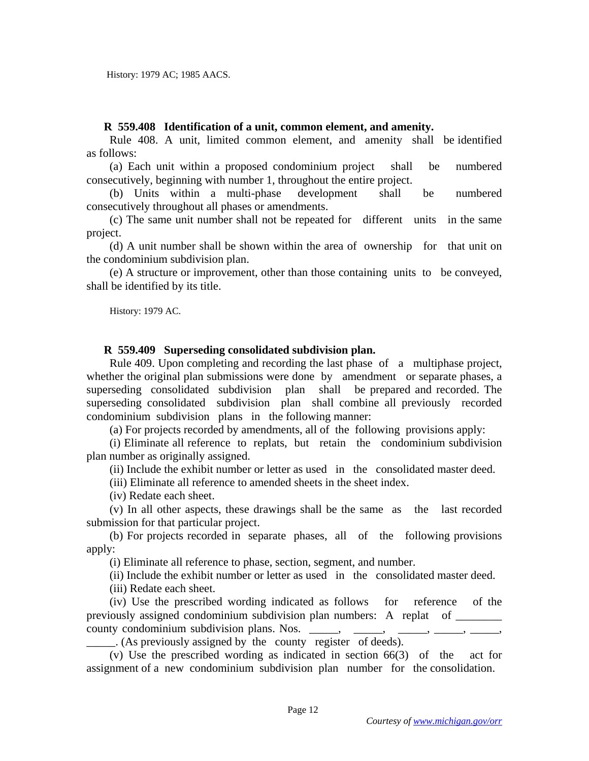History: 1979 AC; 1985 AACS.

**R 559.408 Identification of a unit, common element, and amenity.**

Rule 408. A unit, limited common element, and amenity shall be identified as follows:

(a) Each unit within a proposed condominium project shall be numbered consecutively, beginning with number 1, throughout the entire project.

(b) Units within a multi-phase development shall be numbered consecutively throughout all phases or amendments.

(c) The same unit number shall not be repeated for different units in the same project.

(d) A unit number shall be shown within the area of ownership for that unit on the condominium subdivision plan.

(e) A structure or improvement, other than those containing units to be conveyed, shall be identified by its title.

History: 1979 AC.

**R 559.409 Superseding consolidated subdivision plan.**

Rule 409. Upon completing and recording the last phase of a multiphase project, whether the original plan submissions were done by amendment or separate phases, a superseding consolidated subdivision plan shall be prepared and recorded. The superseding consolidated subdivision plan shall combine all previously recorded condominium subdivision plans in the following manner:

(a) For projects recorded by amendments, all of the following provisions apply:

(i) Eliminate all reference to replats, but retain the condominium subdivision plan number as originally assigned.

(ii) Include the exhibit number or letter as used in the consolidated master deed.

(iii) Eliminate all reference to amended sheets in the sheet index.

(iv) Redate each sheet.

(v) In all other aspects, these drawings shall be the same as the last recorded submission for that particular project.

(b) For projects recorded in separate phases, all of the following provisions apply:

(i) Eliminate all reference to phase, section, segment, and number.

(ii) Include the exhibit number or letter as used in the consolidated master deed.

(iii) Redate each sheet.

(iv) Use the prescribed wording indicated as follows for reference of the previously assigned condominium subdivision plan numbers: A replat of ________ county condominium subdivision plans. Nos. _____, _____, _____, _____, _____, _____. (As previously assigned by the county register of deeds).

(v) Use the prescribed wording as indicated in section 66(3) of the act for assignment of a new condominium subdivision plan number for the consolidation.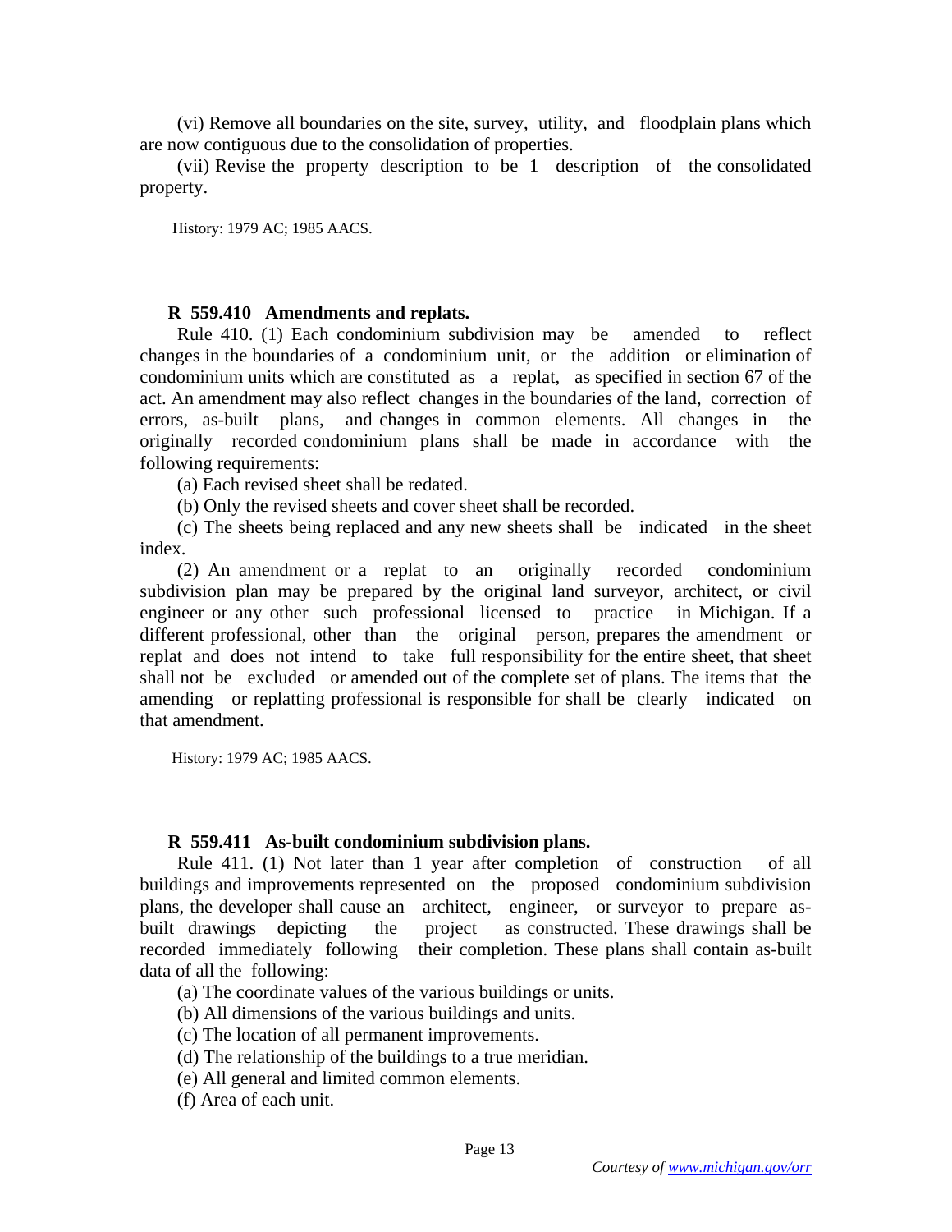(vi) Remove all boundaries on the site, survey, utility, and floodplain plans which are now contiguous due to the consolidation of properties.

(vii) Revise the property description to be 1 description of the consolidated property.

History: 1979 AC; 1985 AACS.

**R 559.410 Amendments and replats.**

Rule 410. (1) Each condominium subdivision may be amended to reflect changes in the boundaries of a condominium unit, or the addition or elimination of condominium units which are constituted as a replat, as specified in section 67 of the act. An amendment may also reflect changes in the boundaries of the land, correction of errors, as-built plans, and changes in common elements. All changes in the originally recorded condominium plans shall be made in accordance with the following requirements:

(a) Each revised sheet shall be redated.

(b) Only the revised sheets and cover sheet shall be recorded.

(c) The sheets being replaced and any new sheets shall be indicated in the sheet index.

(2) An amendment or a replat to an originally recorded condominium subdivision plan may be prepared by the original land surveyor, architect, or civil engineer or any other such professional licensed to practice in Michigan. If a different professional, other than the original person, prepares the amendment or replat and does not intend to take full responsibility for the entire sheet, that sheet shall not be excluded or amended out of the complete set of plans. The items that the amending or replatting professional is responsible for shall be clearly indicated on that amendment.

History: 1979 AC; 1985 AACS.

**R 559.411 As-built condominium subdivision plans.**

Rule 411. (1) Not later than 1 year after completion of construction of all buildings and improvements represented on the proposed condominium subdivision plans, the developer shall cause an architect, engineer, or surveyor to prepare as-built drawings depicting the project as constructed. These drawings shall be recorded immediately following their completion. These plans shall contain as-built data of all the following:

(a) The coordinate values of the various buildings or units.

(b) All dimensions of the various buildings and units.

(c) The location of all permanent improvements.

(d) The relationship of the buildings to a true meridian.

(e) All general and limited common elements.

(f) Area of each unit.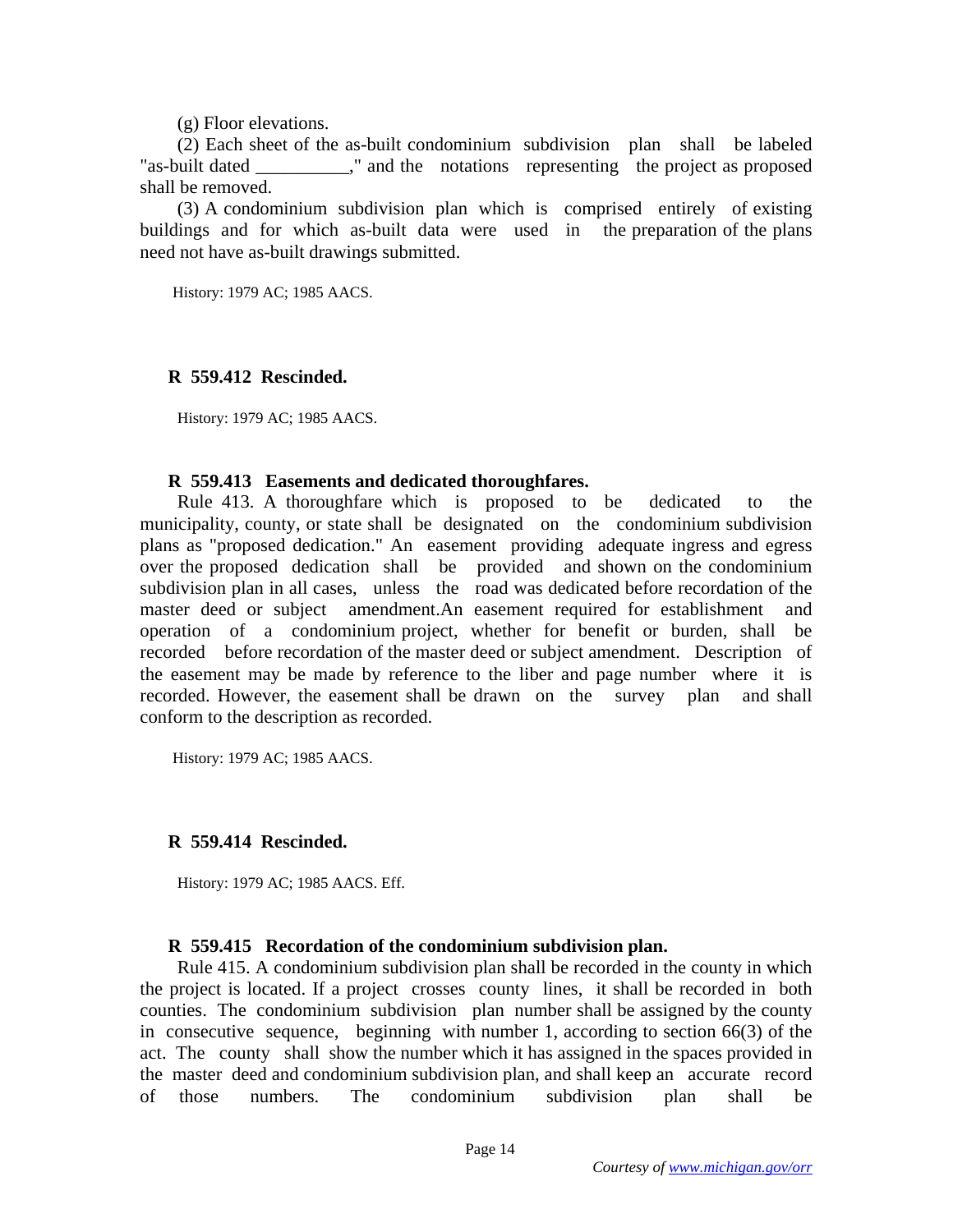(g) Floor elevations.

(2) Each sheet of the as-built condominium subdivision plan shall be labeled "as-built dated __________," and the notations representing the project as proposed shall be removed.

(3) A condominium subdivision plan which is comprised entirely of existing buildings and for which as-built data were used in the preparation of the plans need not have as-built drawings submitted.

History: 1979 AC; 1985 AACS.

**R 559.412 Rescinded.**

History: 1979 AC; 1985 AACS.

**R 559.413 Easements and dedicated thoroughfares.**

Rule 413. A thoroughfare which is proposed to be dedicated to the municipality, county, or state shall be designated on the condominium subdivision plans as "proposed dedication." An easement providing adequate ingress and egress over the proposed dedication shall be provided and shown on the condominium subdivision plan in all cases, unless the road was dedicated before recordation of the master deed or subject amendment.An easement required for establishment and operation of a condominium project, whether for benefit or burden, shall be recorded before recordation of the master deed or subject amendment. Description of the easement may be made by reference to the liber and page number where it is recorded. However, the easement shall be drawn on the survey plan and shall conform to the description as recorded.

History: 1979 AC; 1985 AACS.

**R 559.414 Rescinded.**

History: 1979 AC; 1985 AACS. Eff.

**R 559.415 Recordation of the condominium subdivision plan.**

Rule 415. A condominium subdivision plan shall be recorded in the county in which the project is located. If a project crosses county lines, it shall be recorded in both counties. The condominium subdivision plan number shall be assigned by the county in consecutive sequence, beginning with number 1, according to section 66(3) of the act. The county shall show the number which it has assigned in the spaces provided in the master deed and condominium subdivision plan, and shall keep an accurate record of those numbers. The condominium subdivision plan shall be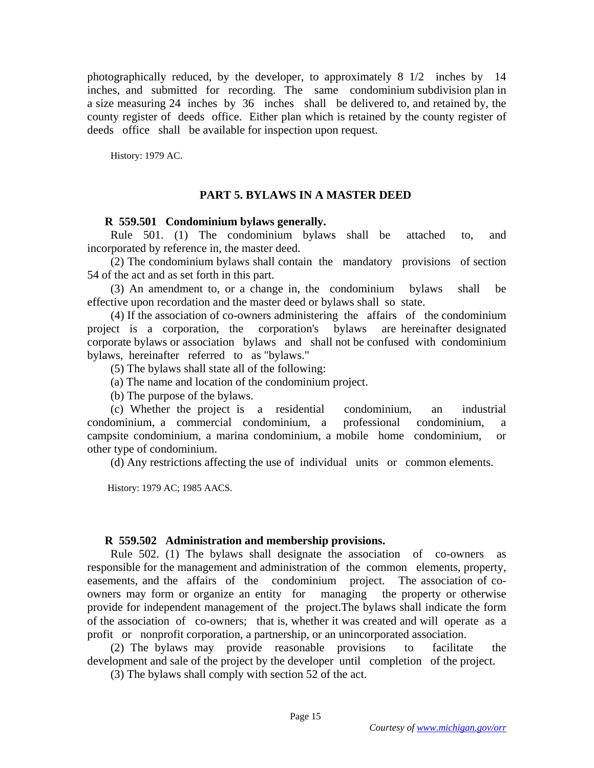photographically reduced, by the developer, to approximately 8 1/2 inches by 14 inches, and submitted for recording. The same condominium subdivision plan in a size measuring 24 inches by 36 inches shall be delivered to, and retained by, the county register of deeds office. Either plan which is retained by the county register of deeds office shall be available for inspection upon request.

History: 1979 AC.

## PART 5. BYLAWS IN A MASTER DEED

### R 559.501 Condominium bylaws generally.

Rule 501. (1) The condominium bylaws shall be attached to, and incorporated by reference in, the master deed.

(2) The condominium bylaws shall contain the mandatory provisions of section 54 of the act and as set forth in this part.

(3) An amendment to, or a change in, the condominium bylaws shall be effective upon recordation and the master deed or bylaws shall so state.

(4) If the association of co-owners administering the affairs of the condominium project is a corporation, the corporation's bylaws are hereinafter designated corporate bylaws or association bylaws and shall not be confused with condominium bylaws, hereinafter referred to as "bylaws."

(5) The bylaws shall state all of the following:

(a) The name and location of the condominium project.

(b) The purpose of the bylaws.

(c) Whether the project is a residential condominium, an industrial condominium, a commercial condominium, a professional condominium, a campsite condominium, a marina condominium, a mobile home condominium, or other type of condominium.

(d) Any restrictions affecting the use of individual units or common elements.

History: 1979 AC; 1985 AACS.

### R 559.502 Administration and membership provisions.

Rule 502. (1) The bylaws shall designate the association of co-owners as responsible for the management and administration of the common elements, property, easements, and the affairs of the condominium project. The association of co-owners may form or organize an entity for managing the property or otherwise provide for independent management of the project.The bylaws shall indicate the form of the association of co-owners; that is, whether it was created and will operate as a profit or nonprofit corporation, a partnership, or an unincorporated association.

(2) The bylaws may provide reasonable provisions to facilitate the development and sale of the project by the developer until completion of the project.

(3) The bylaws shall comply with section 52 of the act.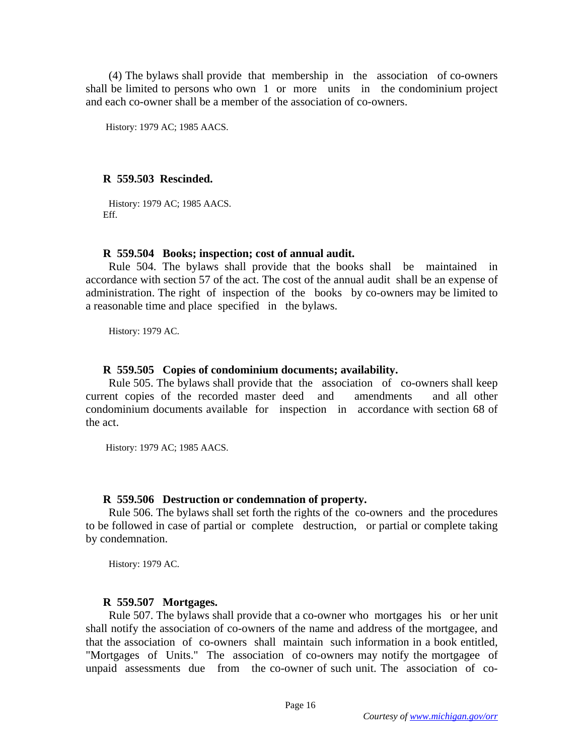(4) The bylaws shall provide that membership in the association of co-owners shall be limited to persons who own 1 or more units in the condominium project and each co-owner shall be a member of the association of co-owners.

History: 1979 AC; 1985 AACS.

**R 559.503 Rescinded.**

History: 1979 AC; 1985 AACS.
Eff.

**R 559.504 Books; inspection; cost of annual audit.**

Rule 504. The bylaws shall provide that the books shall be maintained in accordance with section 57 of the act. The cost of the annual audit shall be an expense of administration. The right of inspection of the books by co-owners may be limited to a reasonable time and place specified in the bylaws.

History: 1979 AC.

**R 559.505 Copies of condominium documents; availability.**

Rule 505. The bylaws shall provide that the association of co-owners shall keep current copies of the recorded master deed and amendments and all other condominium documents available for inspection in accordance with section 68 of the act.

History: 1979 AC; 1985 AACS.

**R 559.506 Destruction or condemnation of property.**

Rule 506. The bylaws shall set forth the rights of the co-owners and the procedures to be followed in case of partial or complete destruction, or partial or complete taking by condemnation.

History: 1979 AC.

**R 559.507 Mortgages.**

Rule 507. The bylaws shall provide that a co-owner who mortgages his or her unit shall notify the association of co-owners of the name and address of the mortgagee, and that the association of co-owners shall maintain such information in a book entitled, "Mortgages of Units." The association of co-owners may notify the mortgagee of unpaid assessments due from the co-owner of such unit. The association of co-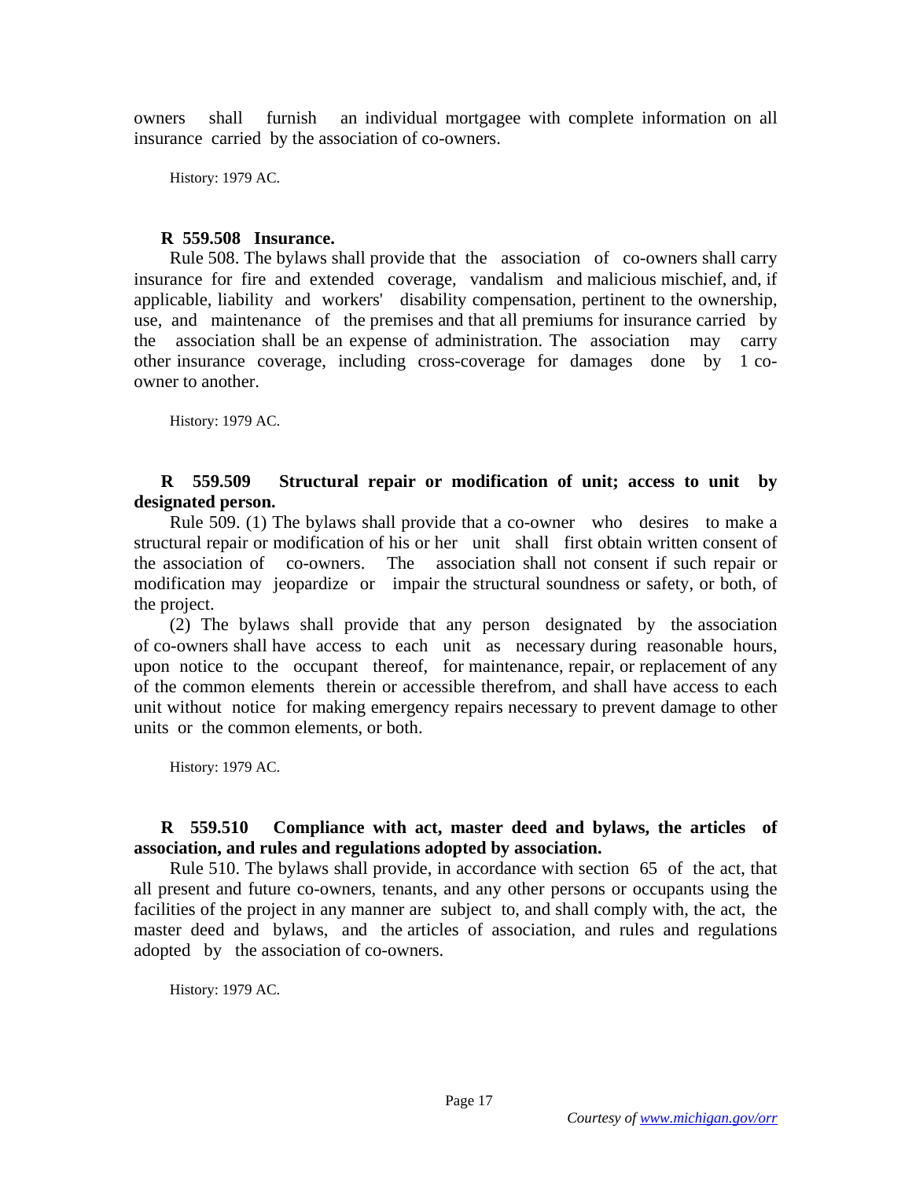owners shall furnish an individual mortgagee with complete information on all insurance carried by the association of co-owners.

History: 1979 AC.

**R 559.508 Insurance.**

Rule 508. The bylaws shall provide that the association of co-owners shall carry insurance for fire and extended coverage, vandalism and malicious mischief, and, if applicable, liability and workers' disability compensation, pertinent to the ownership, use, and maintenance of the premises and that all premiums for insurance carried by the association shall be an expense of administration. The association may carry other insurance coverage, including cross-coverage for damages done by 1 co-owner to another.

History: 1979 AC.

**R 559.509 Structural repair or modification of unit; access to unit by designated person.**

Rule 509. (1) The bylaws shall provide that a co-owner who desires to make a structural repair or modification of his or her unit shall first obtain written consent of the association of co-owners. The association shall not consent if such repair or modification may jeopardize or impair the structural soundness or safety, or both, of the project.

(2) The bylaws shall provide that any person designated by the association of co-owners shall have access to each unit as necessary during reasonable hours, upon notice to the occupant thereof, for maintenance, repair, or replacement of any of the common elements therein or accessible therefrom, and shall have access to each unit without notice for making emergency repairs necessary to prevent damage to other units or the common elements, or both.

History: 1979 AC.

**R 559.510 Compliance with act, master deed and bylaws, the articles of association, and rules and regulations adopted by association.**

Rule 510. The bylaws shall provide, in accordance with section 65 of the act, that all present and future co-owners, tenants, and any other persons or occupants using the facilities of the project in any manner are subject to, and shall comply with, the act, the master deed and bylaws, and the articles of association, and rules and regulations adopted by the association of co-owners.

History: 1979 AC.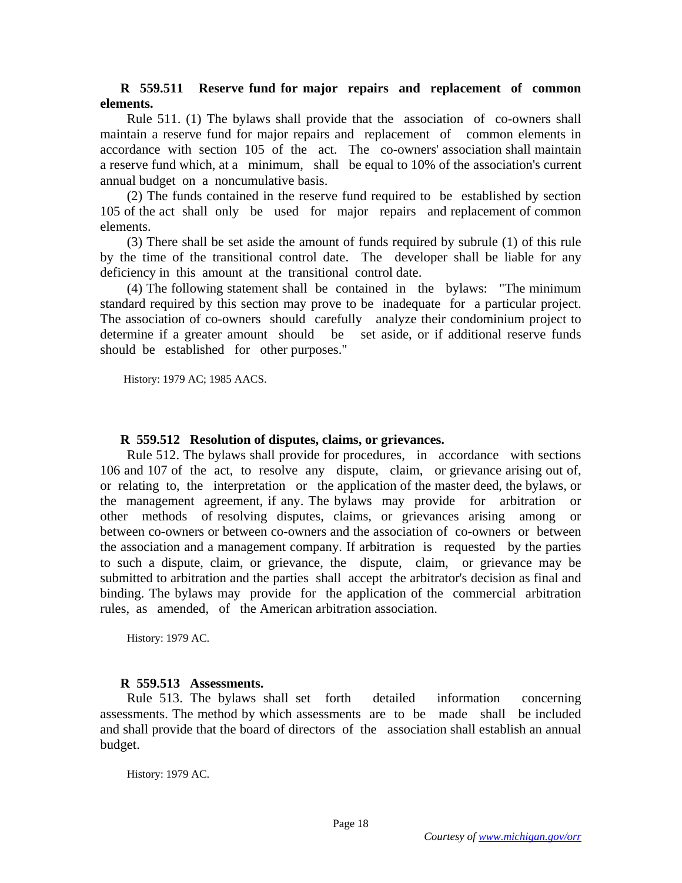**R 559.511 Reserve fund for major repairs and replacement of common elements.**

Rule 511. (1) The bylaws shall provide that the association of co-owners shall maintain a reserve fund for major repairs and replacement of common elements in accordance with section 105 of the act. The co-owners' association shall maintain a reserve fund which, at a minimum, shall be equal to 10% of the association's current annual budget on a noncumulative basis.

(2) The funds contained in the reserve fund required to be established by section 105 of the act shall only be used for major repairs and replacement of common elements.

(3) There shall be set aside the amount of funds required by subrule (1) of this rule by the time of the transitional control date. The developer shall be liable for any deficiency in this amount at the transitional control date.

(4) The following statement shall be contained in the bylaws: "The minimum standard required by this section may prove to be inadequate for a particular project. The association of co-owners should carefully analyze their condominium project to determine if a greater amount should be set aside, or if additional reserve funds should be established for other purposes."

History: 1979 AC; 1985 AACS.

**R 559.512 Resolution of disputes, claims, or grievances.**

Rule 512. The bylaws shall provide for procedures, in accordance with sections 106 and 107 of the act, to resolve any dispute, claim, or grievance arising out of, or relating to, the interpretation or the application of the master deed, the bylaws, or the management agreement, if any. The bylaws may provide for arbitration or other methods of resolving disputes, claims, or grievances arising among or between co-owners or between co-owners and the association of co-owners or between the association and a management company. If arbitration is requested by the parties to such a dispute, claim, or grievance, the dispute, claim, or grievance may be submitted to arbitration and the parties shall accept the arbitrator's decision as final and binding. The bylaws may provide for the application of the commercial arbitration rules, as amended, of the American arbitration association.

History: 1979 AC.

**R 559.513 Assessments.**

Rule 513. The bylaws shall set forth detailed information concerning assessments. The method by which assessments are to be made shall be included and shall provide that the board of directors of the association shall establish an annual budget.

History: 1979 AC.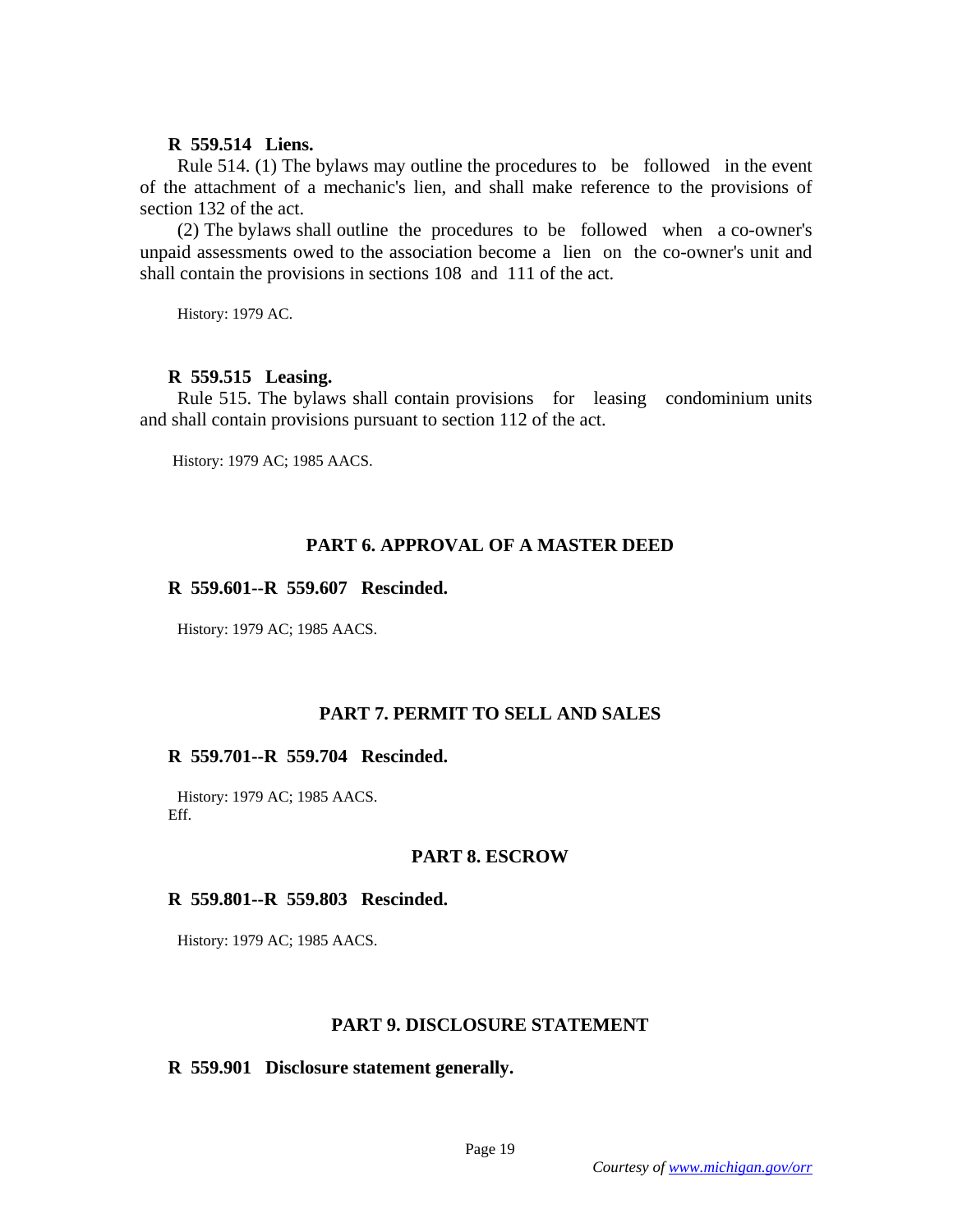**R 559.514 Liens.**

Rule 514. (1) The bylaws may outline the procedures to be followed in the event of the attachment of a mechanic's lien, and shall make reference to the provisions of section 132 of the act.

(2) The bylaws shall outline the procedures to be followed when a co-owner's unpaid assessments owed to the association become a lien on the co-owner's unit and shall contain the provisions in sections 108 and 111 of the act.

History: 1979 AC.

**R 559.515 Leasing.**

Rule 515. The bylaws shall contain provisions for leasing condominium units and shall contain provisions pursuant to section 112 of the act.

History: 1979 AC; 1985 AACS.

## PART 6. APPROVAL OF A MASTER DEED

**R 559.601--R 559.607 Rescinded.**

History: 1979 AC; 1985 AACS.

## PART 7. PERMIT TO SELL AND SALES

**R 559.701--R 559.704 Rescinded.**

History: 1979 AC; 1985 AACS.
Eff.

## PART 8. ESCROW

**R 559.801--R 559.803 Rescinded.**

History: 1979 AC; 1985 AACS.

## PART 9. DISCLOSURE STATEMENT

**R 559.901 Disclosure statement generally.**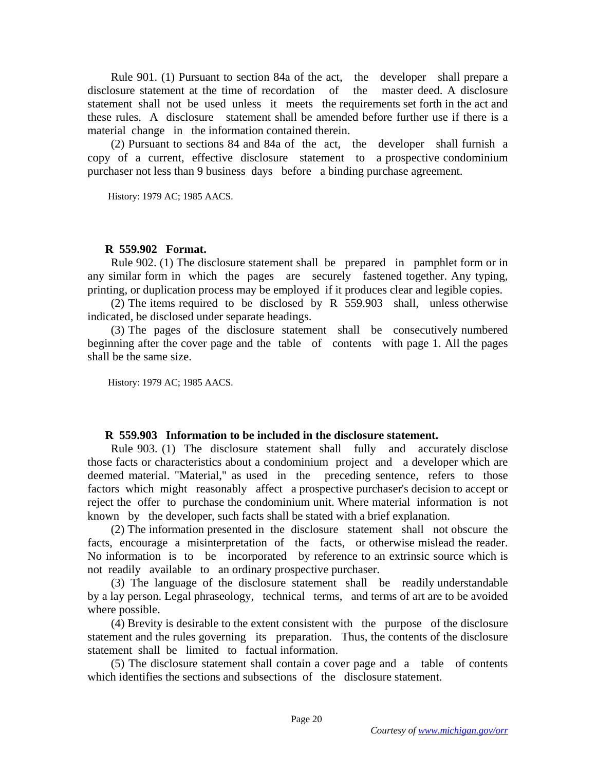Rule 901. (1) Pursuant to section 84a of the act, the developer shall prepare a disclosure statement at the time of recordation of the master deed. A disclosure statement shall not be used unless it meets the requirements set forth in the act and these rules. A disclosure statement shall be amended before further use if there is a material change in the information contained therein.

(2) Pursuant to sections 84 and 84a of the act, the developer shall furnish a copy of a current, effective disclosure statement to a prospective condominium purchaser not less than 9 business days before a binding purchase agreement.

History: 1979 AC; 1985 AACS.

**R 559.902 Format.**

Rule 902. (1) The disclosure statement shall be prepared in pamphlet form or in any similar form in which the pages are securely fastened together. Any typing, printing, or duplication process may be employed if it produces clear and legible copies.

(2) The items required to be disclosed by R 559.903 shall, unless otherwise indicated, be disclosed under separate headings.

(3) The pages of the disclosure statement shall be consecutively numbered beginning after the cover page and the table of contents with page 1. All the pages shall be the same size.

History: 1979 AC; 1985 AACS.

**R 559.903 Information to be included in the disclosure statement.**

Rule 903. (1) The disclosure statement shall fully and accurately disclose those facts or characteristics about a condominium project and a developer which are deemed material. "Material," as used in the preceding sentence, refers to those factors which might reasonably affect a prospective purchaser's decision to accept or reject the offer to purchase the condominium unit. Where material information is not known by the developer, such facts shall be stated with a brief explanation.

(2) The information presented in the disclosure statement shall not obscure the facts, encourage a misinterpretation of the facts, or otherwise mislead the reader. No information is to be incorporated by reference to an extrinsic source which is not readily available to an ordinary prospective purchaser.

(3) The language of the disclosure statement shall be readily understandable by a lay person. Legal phraseology, technical terms, and terms of art are to be avoided where possible.

(4) Brevity is desirable to the extent consistent with the purpose of the disclosure statement and the rules governing its preparation. Thus, the contents of the disclosure statement shall be limited to factual information.

(5) The disclosure statement shall contain a cover page and a table of contents which identifies the sections and subsections of the disclosure statement.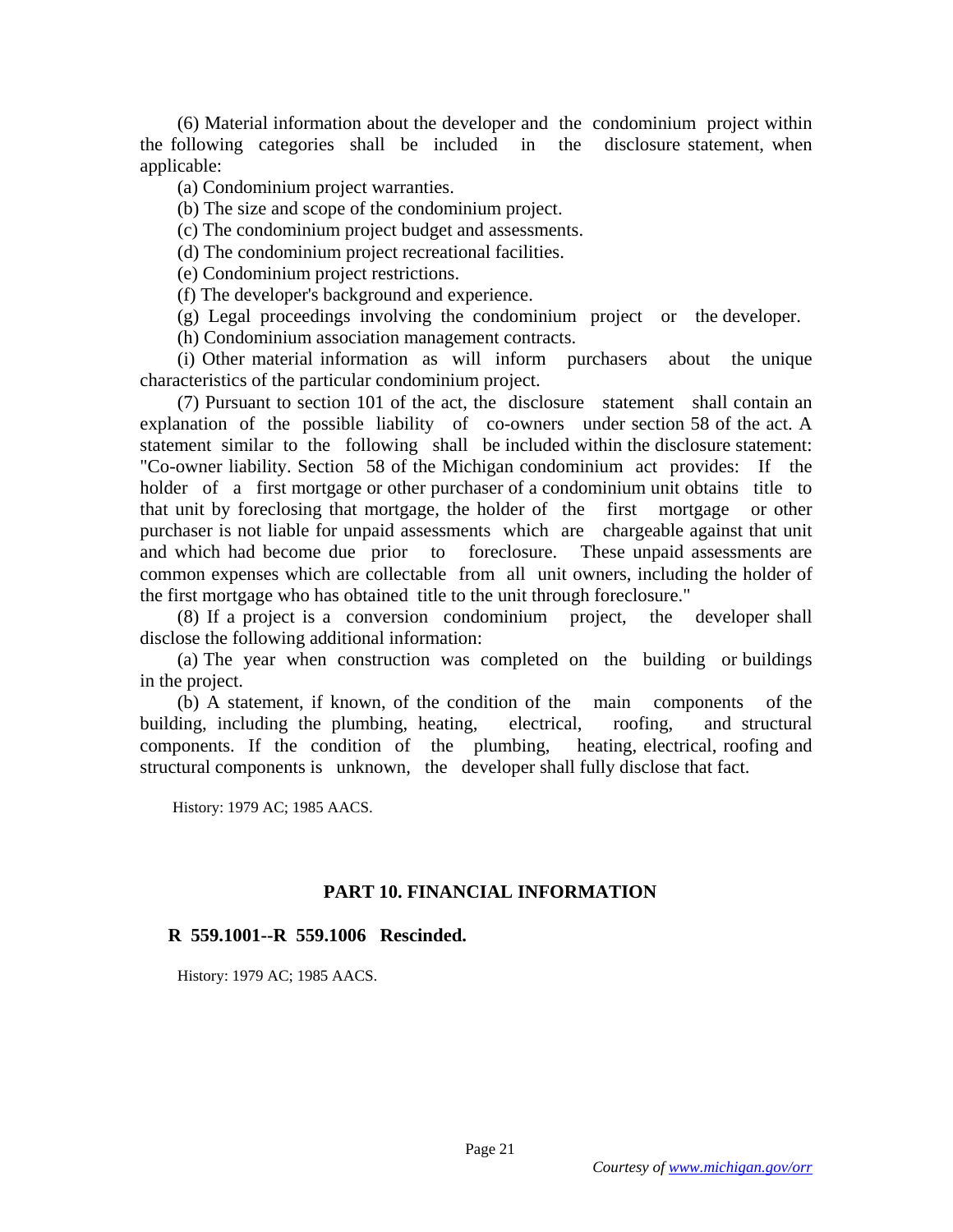(6) Material information about the developer and the condominium project within the following categories shall be included in the disclosure statement, when applicable:

(a) Condominium project warranties.

(b) The size and scope of the condominium project.

(c) The condominium project budget and assessments.

(d) The condominium project recreational facilities.

(e) Condominium project restrictions.

(f) The developer's background and experience.

(g) Legal proceedings involving the condominium project or the developer.

(h) Condominium association management contracts.

(i) Other material information as will inform purchasers about the unique characteristics of the particular condominium project.

(7) Pursuant to section 101 of the act, the disclosure statement shall contain an explanation of the possible liability of co-owners under section 58 of the act. A statement similar to the following shall be included within the disclosure statement: "Co-owner liability. Section 58 of the Michigan condominium act provides: If the holder of a first mortgage or other purchaser of a condominium unit obtains title to that unit by foreclosing that mortgage, the holder of the first mortgage or other purchaser is not liable for unpaid assessments which are chargeable against that unit and which had become due prior to foreclosure. These unpaid assessments are common expenses which are collectable from all unit owners, including the holder of the first mortgage who has obtained title to the unit through foreclosure."

(8) If a project is a conversion condominium project, the developer shall disclose the following additional information:

(a) The year when construction was completed on the building or buildings in the project.

(b) A statement, if known, of the condition of the main components of the building, including the plumbing, heating, electrical, roofing, and structural components. If the condition of the plumbing, heating, electrical, roofing and structural components is unknown, the developer shall fully disclose that fact.

History: 1979 AC; 1985 AACS.

## PART 10. FINANCIAL INFORMATION

**R 559.1001--R 559.1006 Rescinded.**

History: 1979 AC; 1985 AACS.

*Courtesy of www.michigan.gov/orr*